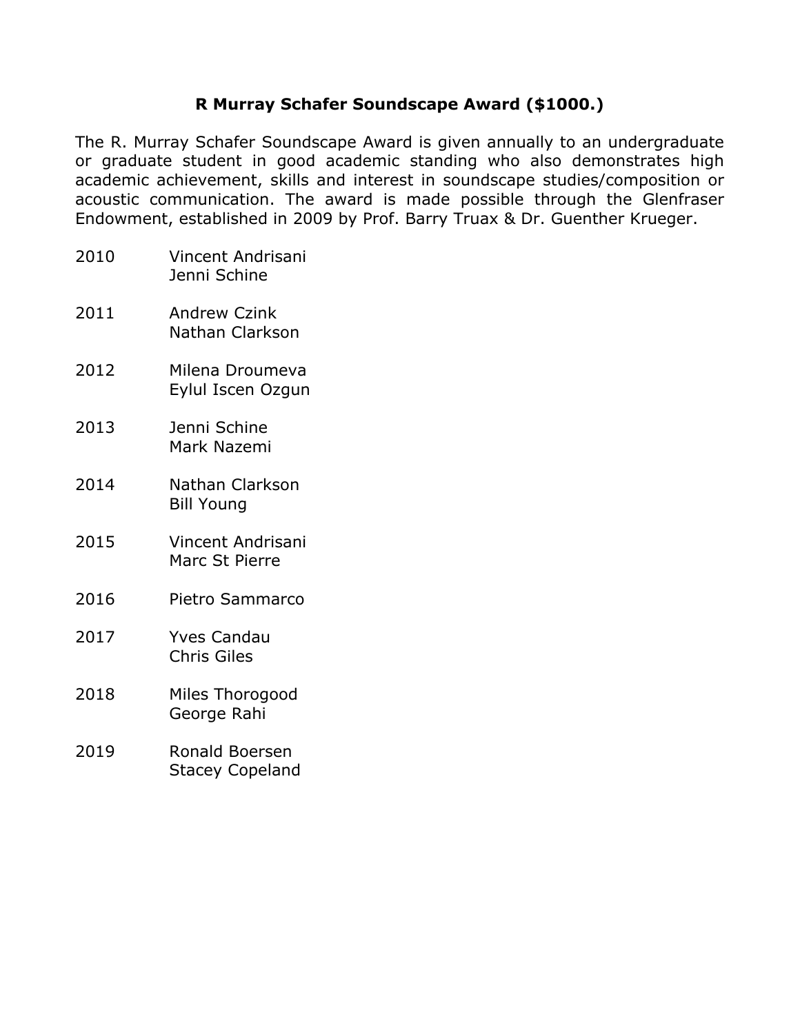## R Murray Schafer Soundscape Award ($1000.)

The R. Murray Schafer Soundscape Award is given annually to an undergraduate or graduate student in good academic standing who also demonstrates high academic achievement, skills and interest in soundscape studies/composition or acoustic communication. The award is made possible through the Glenfraser Endowment, established in 2009 by Prof. Barry Truax & Dr. Guenther Krueger.

| Year | Recipients |
| --- | --- |
| 2010 | Vincent Andrisani<br>Jenni Schine |
| 2011 | Andrew Czink<br>Nathan Clarkson |
| 2012 | Milena Droumeva<br>Eylul Iscen Ozgun |
| 2013 | Jenni Schine<br>Mark Nazemi |
| 2014 | Nathan Clarkson<br>Bill Young |
| 2015 | Vincent Andrisani<br>Marc St Pierre |
| 2016 | Pietro Sammarco |
| 2017 | Yves Candau<br>Chris Giles |
| 2018 | Miles Thorogood<br>George Rahi |
| 2019 | Ronald Boersen<br>Stacey Copeland |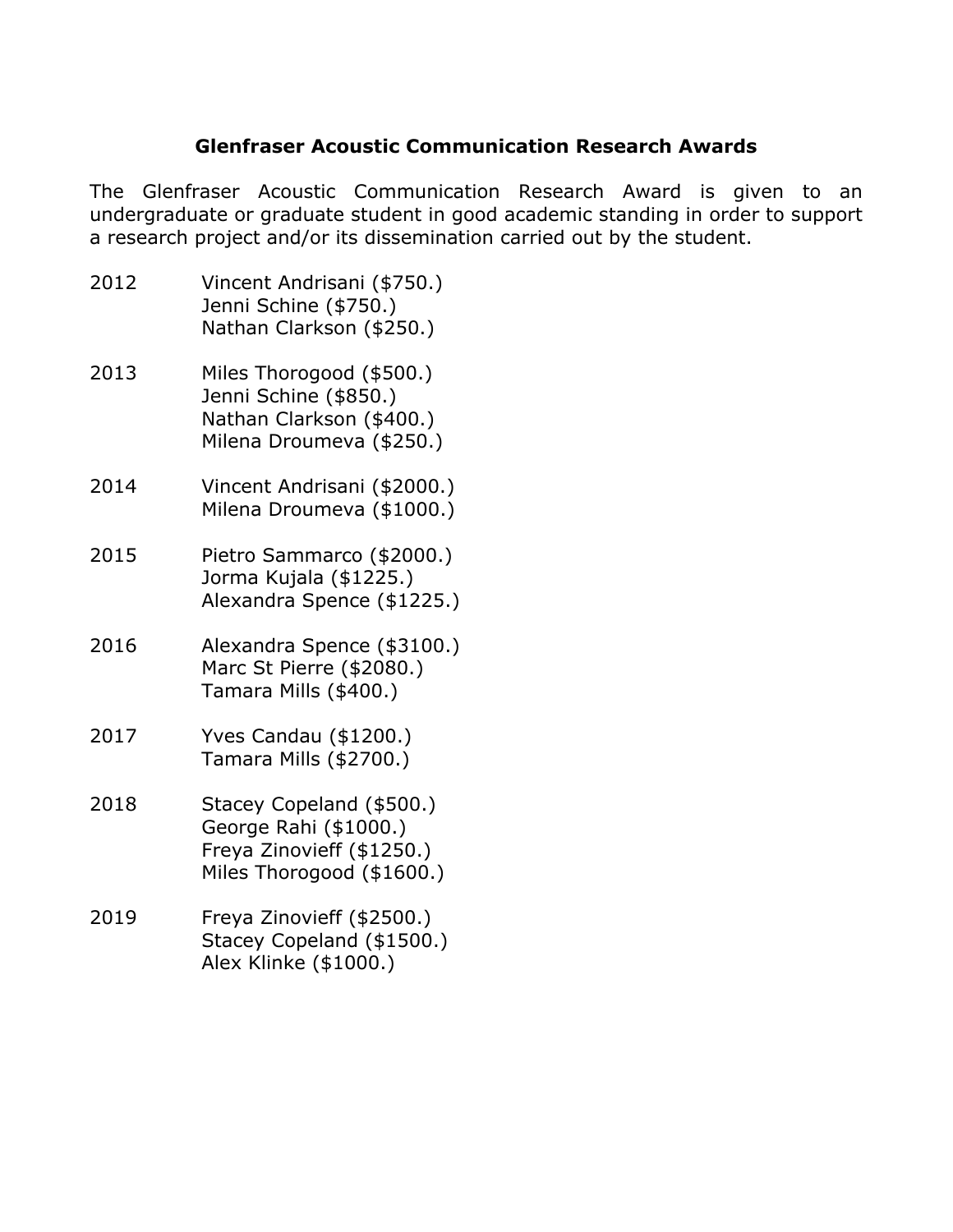## Glenfraser Acoustic Communication Research Awards

The Glenfraser Acoustic Communication Research Award is given to an undergraduate or graduate student in good academic standing in order to support a research project and/or its dissemination carried out by the student.

2012
- Vincent Andrisani ($750.)
- Jenni Schine ($750.)
- Nathan Clarkson ($250.)

2013
- Miles Thorogood ($500.)
- Jenni Schine ($850.)
- Nathan Clarkson ($400.)
- Milena Droumeva ($250.)

2014
- Vincent Andrisani ($2000.)
- Milena Droumeva ($1000.)

2015
- Pietro Sammarco ($2000.)
- Jorma Kujala ($1225.)
- Alexandra Spence ($1225.)

2016
- Alexandra Spence ($3100.)
- Marc St Pierre ($2080.)
- Tamara Mills ($400.)

2017
- Yves Candau ($1200.)
- Tamara Mills ($2700.)

2018
- Stacey Copeland ($500.)
- George Rahi ($1000.)
- Freya Zinovieff ($1250.)
- Miles Thorogood ($1600.)

2019
- Freya Zinovieff ($2500.)
- Stacey Copeland ($1500.)
- Alex Klinke ($1000.)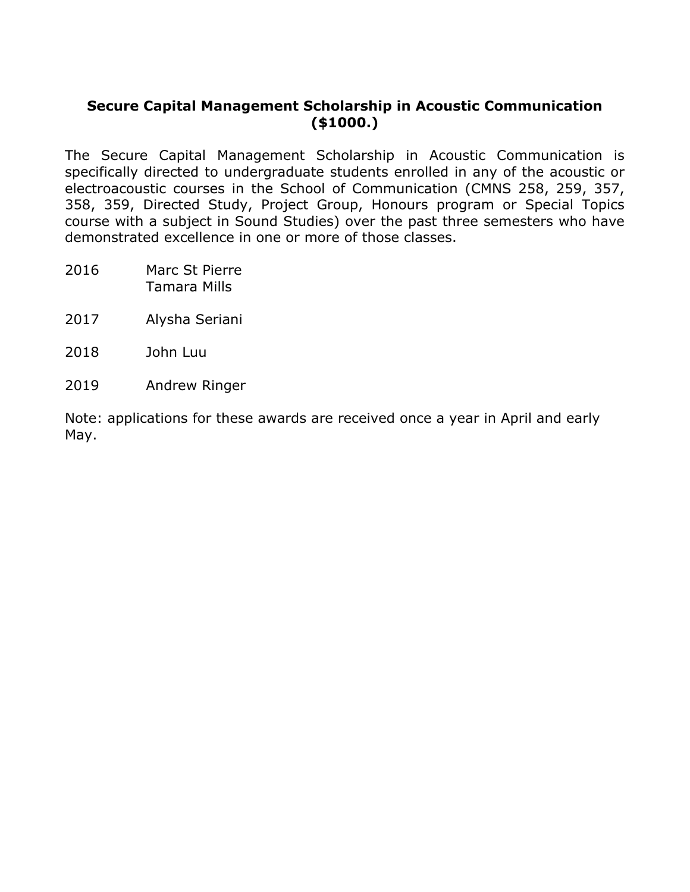**Secure Capital Management Scholarship in Acoustic Communication ($1000.)**

The Secure Capital Management Scholarship in Acoustic Communication is specifically directed to undergraduate students enrolled in any of the acoustic or electroacoustic courses in the School of Communication (CMNS 258, 259, 357, 358, 359, Directed Study, Project Group, Honours program or Special Topics course with a subject in Sound Studies) over the past three semesters who have demonstrated excellence in one or more of those classes.

| | |
|---|---|
| 2016 | Marc St Pierre<br>Tamara Mills |
| 2017 | Alysha Seriani |
| 2018 | John Luu |
| 2019 | Andrew Ringer |

Note: applications for these awards are received once a year in April and early May.